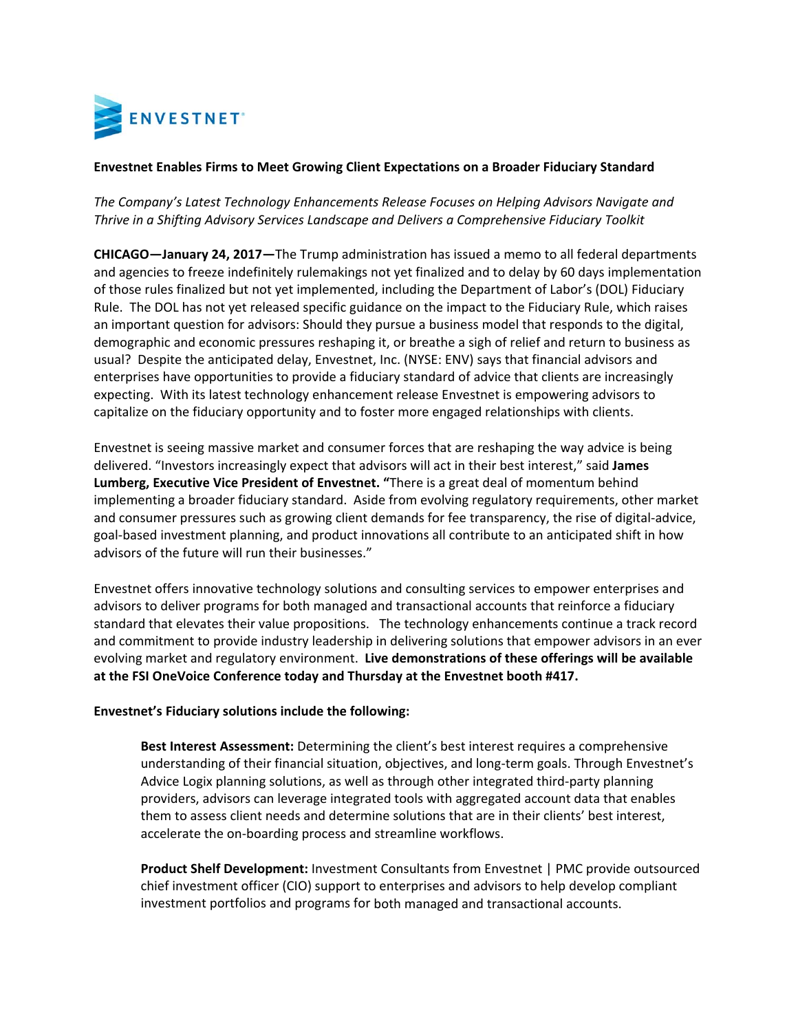ENVESTNET

**Envestnet Enables Firms to Meet Growing Client Expectations on a Broader Fiduciary Standard**

*The Company's Latest Technology Enhancements Release Focuses on Helping Advisors Navigate and Thrive in a Shifting Advisory Services Landscape and Delivers a Comprehensive Fiduciary Toolkit*

**CHICAGO—January 24, 2017—**The Trump administration has issued a memo to all federal departments and agencies to freeze indefinitely rulemakings not yet finalized and to delay by 60 days implementation of those rules finalized but not yet implemented, including the Department of Labor's (DOL) Fiduciary Rule. The DOL has not yet released specific guidance on the impact to the Fiduciary Rule, which raises an important question for advisors: Should they pursue a business model that responds to the digital, demographic and economic pressures reshaping it, or breathe a sigh of relief and return to business as usual? Despite the anticipated delay, Envestnet, Inc. (NYSE: ENV) says that financial advisors and enterprises have opportunities to provide a fiduciary standard of advice that clients are increasingly expecting. With its latest technology enhancement release Envestnet is empowering advisors to capitalize on the fiduciary opportunity and to foster more engaged relationships with clients.

Envestnet is seeing massive market and consumer forces that are reshaping the way advice is being delivered. "Investors increasingly expect that advisors will act in their best interest," said **James Lumberg, Executive Vice President of Envestnet. "**There is a great deal of momentum behind implementing a broader fiduciary standard. Aside from evolving regulatory requirements, other market and consumer pressures such as growing client demands for fee transparency, the rise of digital-advice, goal-based investment planning, and product innovations all contribute to an anticipated shift in how advisors of the future will run their businesses."

Envestnet offers innovative technology solutions and consulting services to empower enterprises and advisors to deliver programs for both managed and transactional accounts that reinforce a fiduciary standard that elevates their value propositions. The technology enhancements continue a track record and commitment to provide industry leadership in delivering solutions that empower advisors in an ever evolving market and regulatory environment. **Live demonstrations of these offerings will be available at the FSI OneVoice Conference today and Thursday at the Envestnet booth #417.**

**Envestnet's Fiduciary solutions include the following:**

**Best Interest Assessment:** Determining the client's best interest requires a comprehensive understanding of their financial situation, objectives, and long-term goals. Through Envestnet's Advice Logix planning solutions, as well as through other integrated third-party planning providers, advisors can leverage integrated tools with aggregated account data that enables them to assess client needs and determine solutions that are in their clients' best interest, accelerate the on-boarding process and streamline workflows.

**Product Shelf Development:** Investment Consultants from Envestnet | PMC provide outsourced chief investment officer (CIO) support to enterprises and advisors to help develop compliant investment portfolios and programs for both managed and transactional accounts.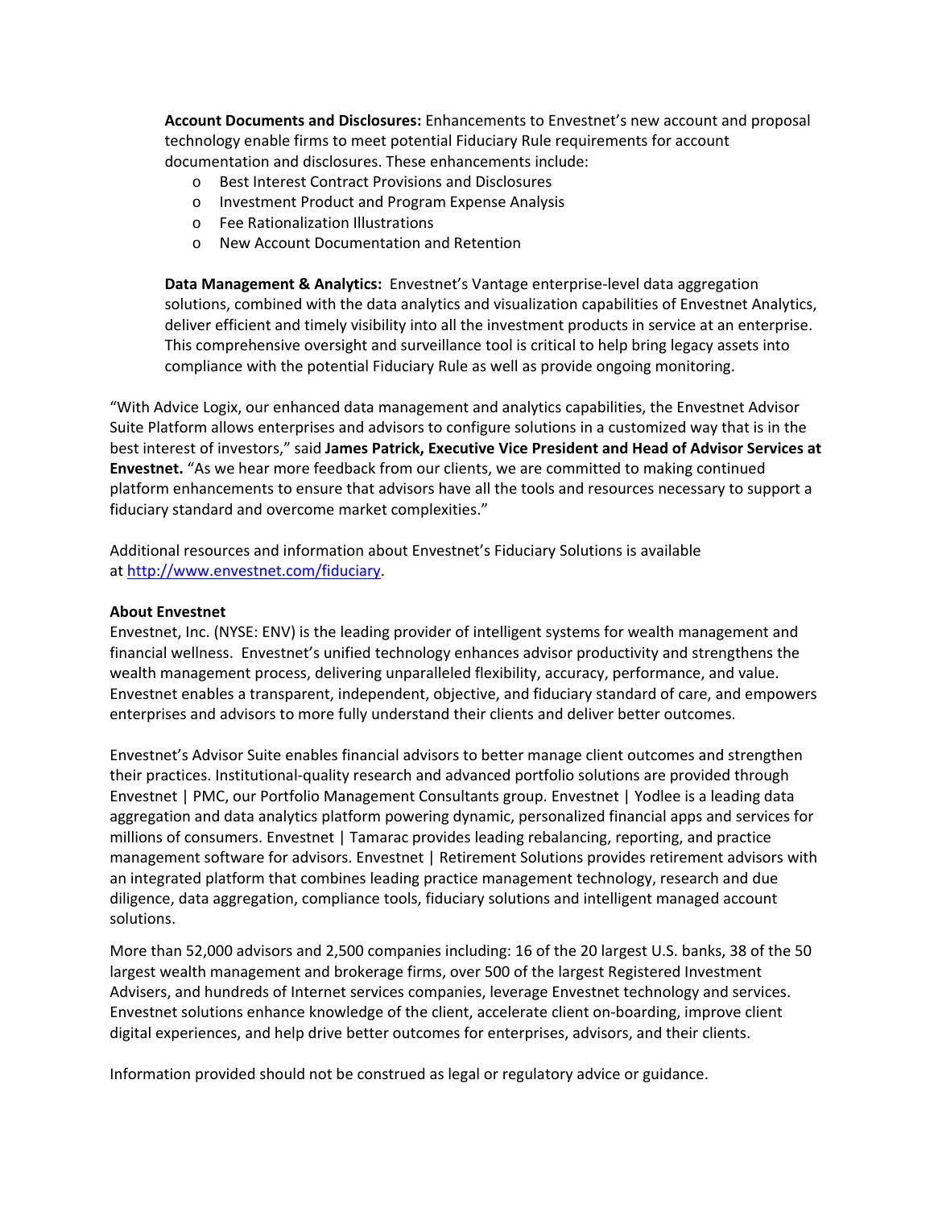**Account Documents and Disclosures:** Enhancements to Envestnet's new account and proposal technology enable firms to meet potential Fiduciary Rule requirements for account documentation and disclosures. These enhancements include:

- Best Interest Contract Provisions and Disclosures
- Investment Product and Program Expense Analysis
- Fee Rationalization Illustrations
- New Account Documentation and Retention

**Data Management & Analytics:** Envestnet's Vantage enterprise-level data aggregation solutions, combined with the data analytics and visualization capabilities of Envestnet Analytics, deliver efficient and timely visibility into all the investment products in service at an enterprise. This comprehensive oversight and surveillance tool is critical to help bring legacy assets into compliance with the potential Fiduciary Rule as well as provide ongoing monitoring.

"With Advice Logix, our enhanced data management and analytics capabilities, the Envestnet Advisor Suite Platform allows enterprises and advisors to configure solutions in a customized way that is in the best interest of investors," said **James Patrick, Executive Vice President and Head of Advisor Services at Envestnet.** "As we hear more feedback from our clients, we are committed to making continued platform enhancements to ensure that advisors have all the tools and resources necessary to support a fiduciary standard and overcome market complexities."

Additional resources and information about Envestnet's Fiduciary Solutions is available at [http://www.envestnet.com/fiduciary](http://www.envestnet.com/fiduciary).

**About Envestnet**

Envestnet, Inc. (NYSE: ENV) is the leading provider of intelligent systems for wealth management and financial wellness. Envestnet's unified technology enhances advisor productivity and strengthens the wealth management process, delivering unparalleled flexibility, accuracy, performance, and value. Envestnet enables a transparent, independent, objective, and fiduciary standard of care, and empowers enterprises and advisors to more fully understand their clients and deliver better outcomes.

Envestnet's Advisor Suite enables financial advisors to better manage client outcomes and strengthen their practices. Institutional-quality research and advanced portfolio solutions are provided through Envestnet | PMC, our Portfolio Management Consultants group. Envestnet | Yodlee is a leading data aggregation and data analytics platform powering dynamic, personalized financial apps and services for millions of consumers. Envestnet | Tamarac provides leading rebalancing, reporting, and practice management software for advisors. Envestnet | Retirement Solutions provides retirement advisors with an integrated platform that combines leading practice management technology, research and due diligence, data aggregation, compliance tools, fiduciary solutions and intelligent managed account solutions.

More than 52,000 advisors and 2,500 companies including: 16 of the 20 largest U.S. banks, 38 of the 50 largest wealth management and brokerage firms, over 500 of the largest Registered Investment Advisers, and hundreds of Internet services companies, leverage Envestnet technology and services. Envestnet solutions enhance knowledge of the client, accelerate client on-boarding, improve client digital experiences, and help drive better outcomes for enterprises, advisors, and their clients.

Information provided should not be construed as legal or regulatory advice or guidance.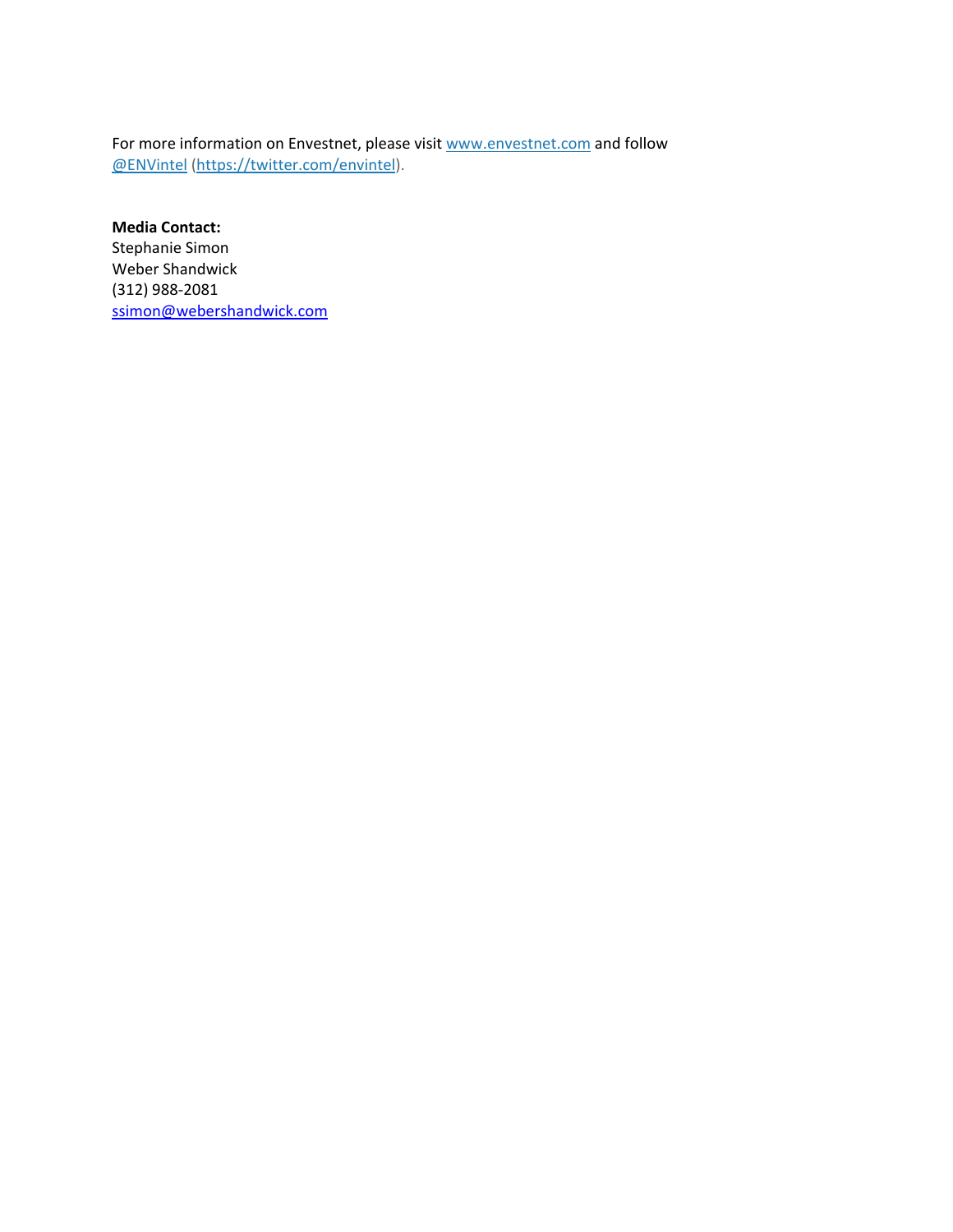For more information on Envestnet, please visit [www.envestnet.com](http://www.envestnet.com) and follow [@ENVintel](https://twitter.com/envintel) ([https://twitter.com/envintel](https://twitter.com/envintel)).

**Media Contact:**
Stephanie Simon
Weber Shandwick
(312) 988-2081
[ssimon@webershandwick.com](mailto:ssimon@webershandwick.com)